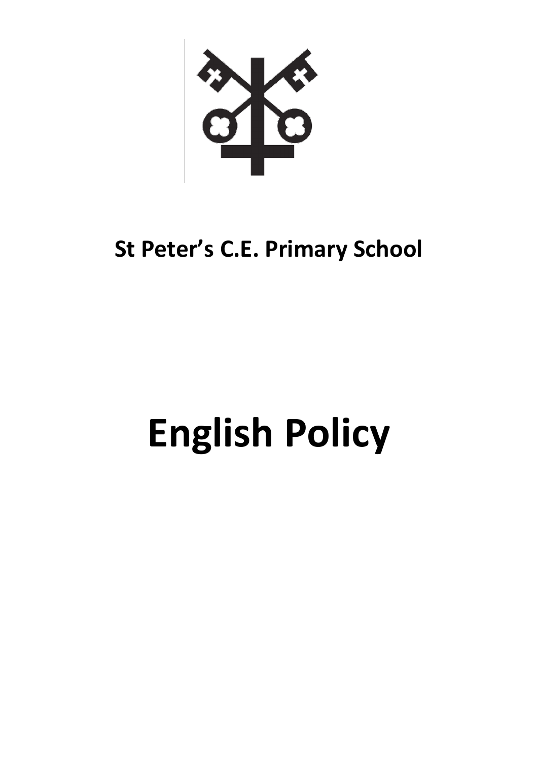**St Peter's C.E. Primary School**

# English Policy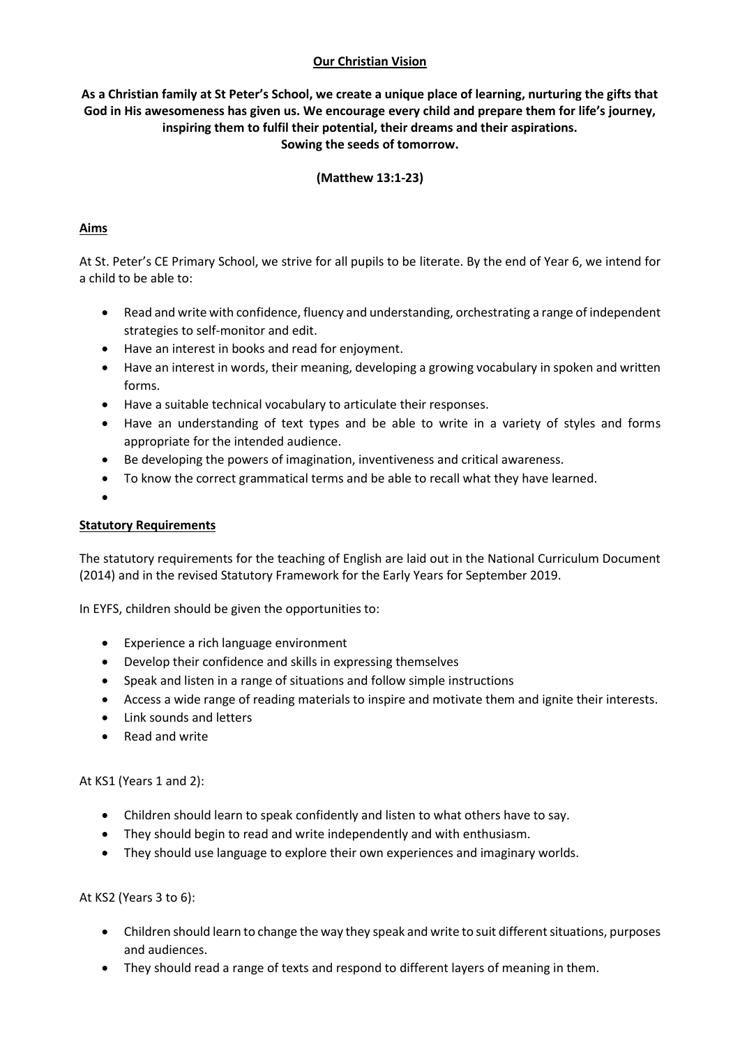## Our Christian Vision

**As a Christian family at St Peter's School, we create a unique place of learning, nurturing the gifts that God in His awesomeness has given us. We encourage every child and prepare them for life's journey, inspiring them to fulfil their potential, their dreams and their aspirations.**
**Sowing the seeds of tomorrow.**

**(Matthew 13:1-23)**

## Aims

At St. Peter's CE Primary School, we strive for all pupils to be literate. By the end of Year 6, we intend for a child to be able to:

- Read and write with confidence, fluency and understanding, orchestrating a range of independent strategies to self-monitor and edit.
- Have an interest in books and read for enjoyment.
- Have an interest in words, their meaning, developing a growing vocabulary in spoken and written forms.
- Have a suitable technical vocabulary to articulate their responses.
- Have an understanding of text types and be able to write in a variety of styles and forms appropriate for the intended audience.
- Be developing the powers of imagination, inventiveness and critical awareness.
- To know the correct grammatical terms and be able to recall what they have learned.

## Statutory Requirements

The statutory requirements for the teaching of English are laid out in the National Curriculum Document (2014) and in the revised Statutory Framework for the Early Years for September 2019.

In EYFS, children should be given the opportunities to:

- Experience a rich language environment
- Develop their confidence and skills in expressing themselves
- Speak and listen in a range of situations and follow simple instructions
- Access a wide range of reading materials to inspire and motivate them and ignite their interests.
- Link sounds and letters
- Read and write

At KS1 (Years 1 and 2):

- Children should learn to speak confidently and listen to what others have to say.
- They should begin to read and write independently and with enthusiasm.
- They should use language to explore their own experiences and imaginary worlds.

At KS2 (Years 3 to 6):

- Children should learn to change the way they speak and write to suit different situations, purposes and audiences.
- They should read a range of texts and respond to different layers of meaning in them.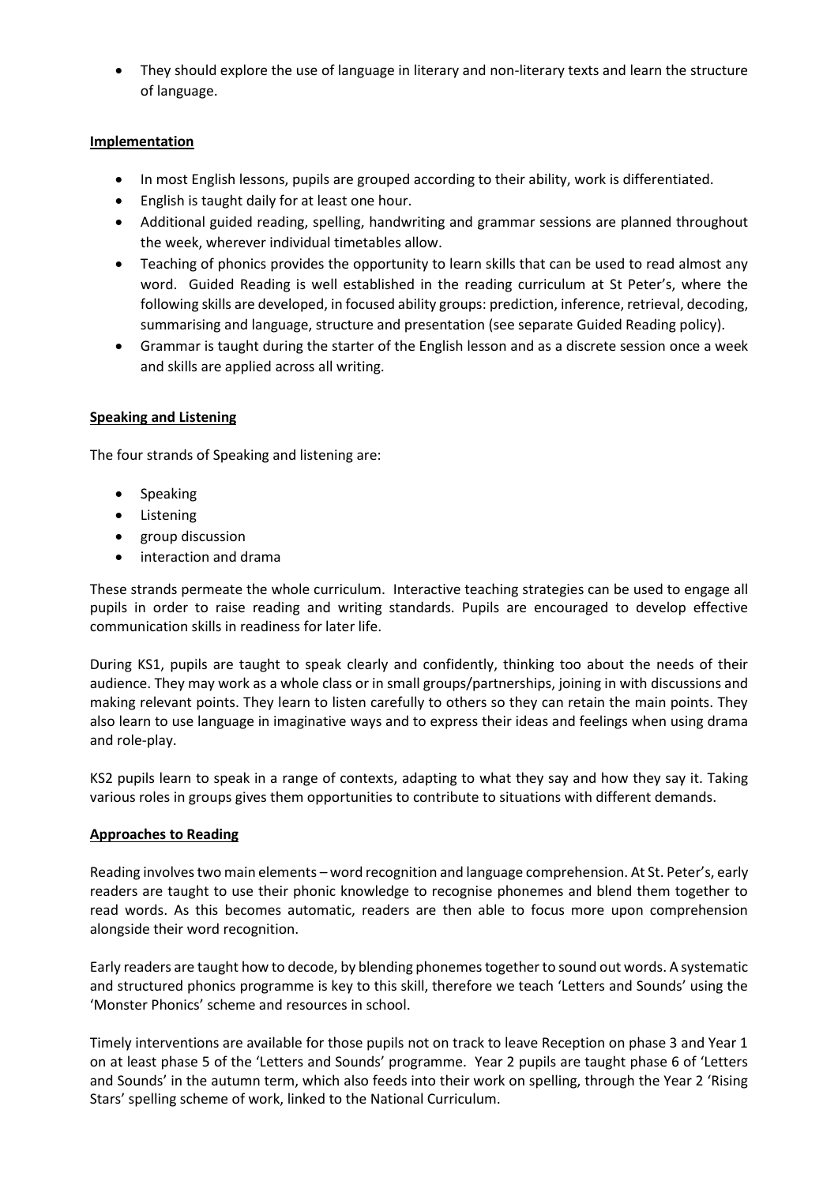- They should explore the use of language in literary and non-literary texts and learn the structure of language.

**Implementation**

- In most English lessons, pupils are grouped according to their ability, work is differentiated.
- English is taught daily for at least one hour.
- Additional guided reading, spelling, handwriting and grammar sessions are planned throughout the week, wherever individual timetables allow.
- Teaching of phonics provides the opportunity to learn skills that can be used to read almost any word. Guided Reading is well established in the reading curriculum at St Peter's, where the following skills are developed, in focused ability groups: prediction, inference, retrieval, decoding, summarising and language, structure and presentation (see separate Guided Reading policy).
- Grammar is taught during the starter of the English lesson and as a discrete session once a week and skills are applied across all writing.

**Speaking and Listening**

The four strands of Speaking and listening are:

- Speaking
- Listening
- group discussion
- interaction and drama

These strands permeate the whole curriculum. Interactive teaching strategies can be used to engage all pupils in order to raise reading and writing standards. Pupils are encouraged to develop effective communication skills in readiness for later life.

During KS1, pupils are taught to speak clearly and confidently, thinking too about the needs of their audience. They may work as a whole class or in small groups/partnerships, joining in with discussions and making relevant points. They learn to listen carefully to others so they can retain the main points. They also learn to use language in imaginative ways and to express their ideas and feelings when using drama and role-play.

KS2 pupils learn to speak in a range of contexts, adapting to what they say and how they say it. Taking various roles in groups gives them opportunities to contribute to situations with different demands.

**Approaches to Reading**

Reading involves two main elements – word recognition and language comprehension. At St. Peter's, early readers are taught to use their phonic knowledge to recognise phonemes and blend them together to read words. As this becomes automatic, readers are then able to focus more upon comprehension alongside their word recognition.

Early readers are taught how to decode, by blending phonemes together to sound out words. A systematic and structured phonics programme is key to this skill, therefore we teach 'Letters and Sounds' using the 'Monster Phonics' scheme and resources in school.

Timely interventions are available for those pupils not on track to leave Reception on phase 3 and Year 1 on at least phase 5 of the 'Letters and Sounds' programme. Year 2 pupils are taught phase 6 of 'Letters and Sounds' in the autumn term, which also feeds into their work on spelling, through the Year 2 'Rising Stars' spelling scheme of work, linked to the National Curriculum.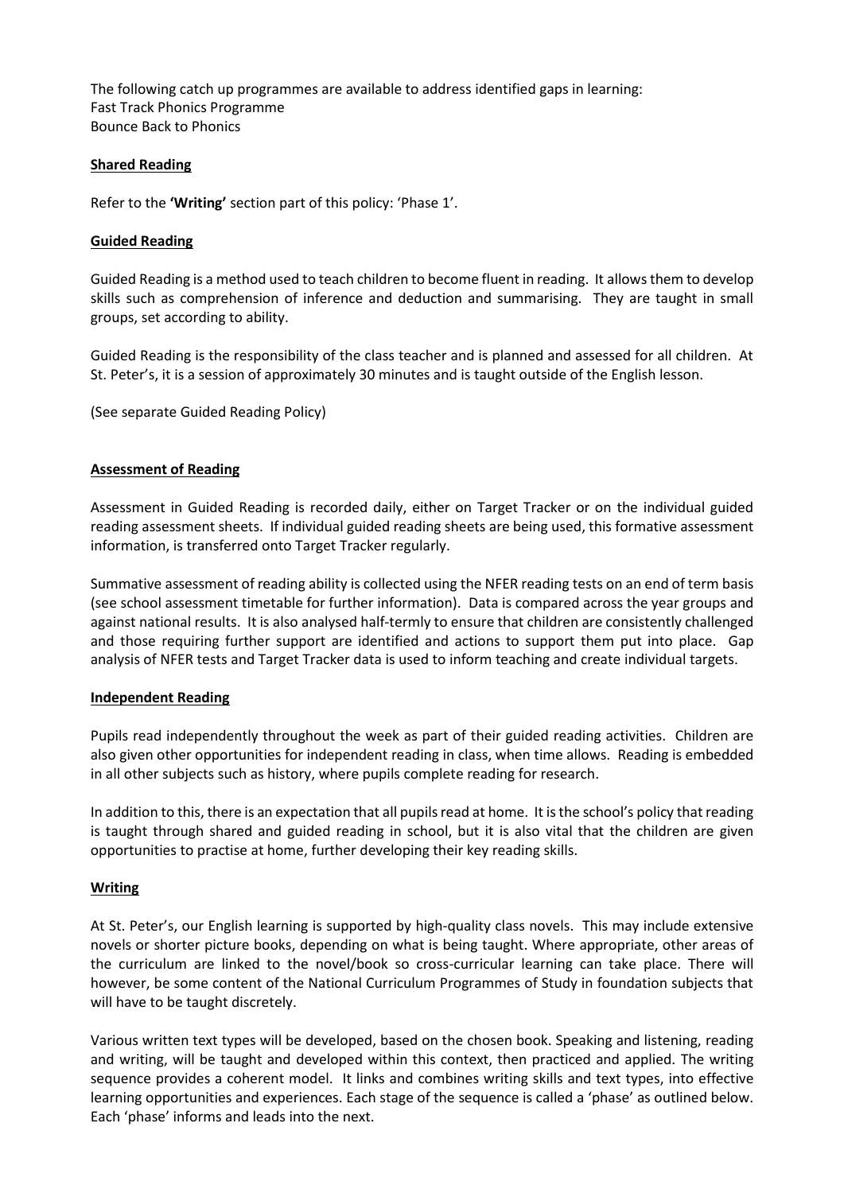The following catch up programmes are available to address identified gaps in learning:
Fast Track Phonics Programme
Bounce Back to Phonics

## Shared Reading

Refer to the **'Writing'** section part of this policy: 'Phase 1'.

## Guided Reading

Guided Reading is a method used to teach children to become fluent in reading. It allows them to develop skills such as comprehension of inference and deduction and summarising. They are taught in small groups, set according to ability.

Guided Reading is the responsibility of the class teacher and is planned and assessed for all children. At St. Peter's, it is a session of approximately 30 minutes and is taught outside of the English lesson.

(See separate Guided Reading Policy)

## Assessment of Reading

Assessment in Guided Reading is recorded daily, either on Target Tracker or on the individual guided reading assessment sheets. If individual guided reading sheets are being used, this formative assessment information, is transferred onto Target Tracker regularly.

Summative assessment of reading ability is collected using the NFER reading tests on an end of term basis (see school assessment timetable for further information). Data is compared across the year groups and against national results. It is also analysed half-termly to ensure that children are consistently challenged and those requiring further support are identified and actions to support them put into place. Gap analysis of NFER tests and Target Tracker data is used to inform teaching and create individual targets.

## Independent Reading

Pupils read independently throughout the week as part of their guided reading activities. Children are also given other opportunities for independent reading in class, when time allows. Reading is embedded in all other subjects such as history, where pupils complete reading for research.

In addition to this, there is an expectation that all pupils read at home. It is the school's policy that reading is taught through shared and guided reading in school, but it is also vital that the children are given opportunities to practise at home, further developing their key reading skills.

## Writing

At St. Peter's, our English learning is supported by high-quality class novels. This may include extensive novels or shorter picture books, depending on what is being taught. Where appropriate, other areas of the curriculum are linked to the novel/book so cross-curricular learning can take place. There will however, be some content of the National Curriculum Programmes of Study in foundation subjects that will have to be taught discretely.

Various written text types will be developed, based on the chosen book. Speaking and listening, reading and writing, will be taught and developed within this context, then practiced and applied. The writing sequence provides a coherent model. It links and combines writing skills and text types, into effective learning opportunities and experiences. Each stage of the sequence is called a 'phase' as outlined below. Each 'phase' informs and leads into the next.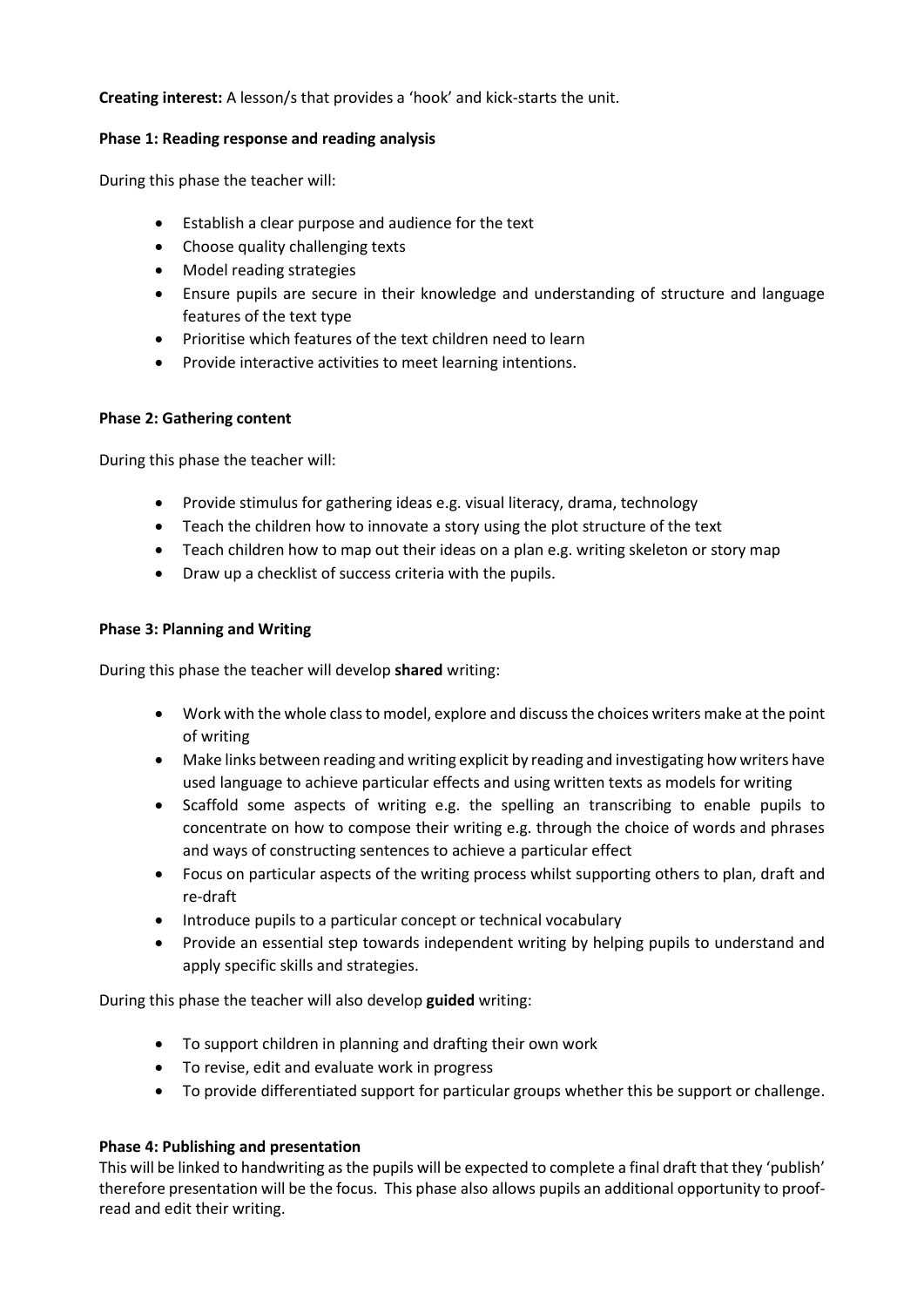**Creating interest:** A lesson/s that provides a 'hook' and kick-starts the unit.

**Phase 1: Reading response and reading analysis**

During this phase the teacher will:

- Establish a clear purpose and audience for the text
- Choose quality challenging texts
- Model reading strategies
- Ensure pupils are secure in their knowledge and understanding of structure and language features of the text type
- Prioritise which features of the text children need to learn
- Provide interactive activities to meet learning intentions.

**Phase 2: Gathering content**

During this phase the teacher will:

- Provide stimulus for gathering ideas e.g. visual literacy, drama, technology
- Teach the children how to innovate a story using the plot structure of the text
- Teach children how to map out their ideas on a plan e.g. writing skeleton or story map
- Draw up a checklist of success criteria with the pupils.

**Phase 3: Planning and Writing**

During this phase the teacher will develop **shared** writing:

- Work with the whole class to model, explore and discuss the choices writers make at the point of writing
- Make links between reading and writing explicit by reading and investigating how writers have used language to achieve particular effects and using written texts as models for writing
- Scaffold some aspects of writing e.g. the spelling an transcribing to enable pupils to concentrate on how to compose their writing e.g. through the choice of words and phrases and ways of constructing sentences to achieve a particular effect
- Focus on particular aspects of the writing process whilst supporting others to plan, draft and re-draft
- Introduce pupils to a particular concept or technical vocabulary
- Provide an essential step towards independent writing by helping pupils to understand and apply specific skills and strategies.

During this phase the teacher will also develop **guided** writing:

- To support children in planning and drafting their own work
- To revise, edit and evaluate work in progress
- To provide differentiated support for particular groups whether this be support or challenge.

**Phase 4: Publishing and presentation**

This will be linked to handwriting as the pupils will be expected to complete a final draft that they 'publish' therefore presentation will be the focus. This phase also allows pupils an additional opportunity to proof-read and edit their writing.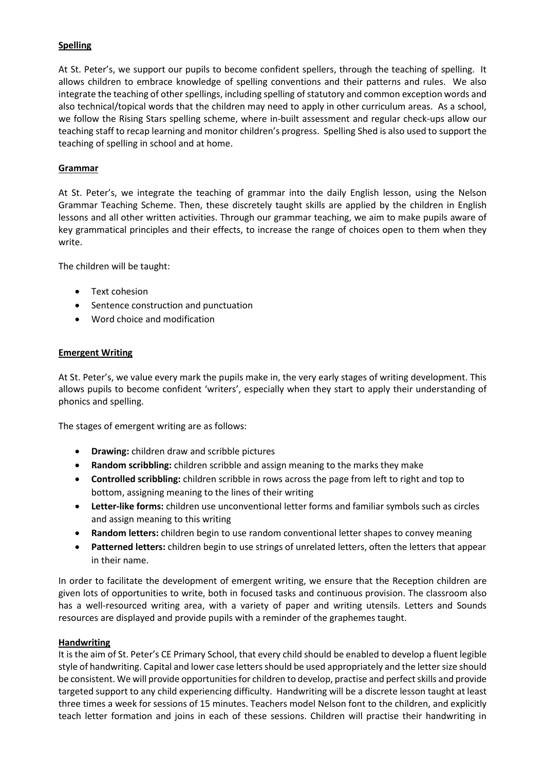## Spelling

At St. Peter's, we support our pupils to become confident spellers, through the teaching of spelling. It allows children to embrace knowledge of spelling conventions and their patterns and rules. We also integrate the teaching of other spellings, including spelling of statutory and common exception words and also technical/topical words that the children may need to apply in other curriculum areas. As a school, we follow the Rising Stars spelling scheme, where in-built assessment and regular check-ups allow our teaching staff to recap learning and monitor children's progress. Spelling Shed is also used to support the teaching of spelling in school and at home.

## Grammar

At St. Peter's, we integrate the teaching of grammar into the daily English lesson, using the Nelson Grammar Teaching Scheme. Then, these discretely taught skills are applied by the children in English lessons and all other written activities. Through our grammar teaching, we aim to make pupils aware of key grammatical principles and their effects, to increase the range of choices open to them when they write.

The children will be taught:

- Text cohesion
- Sentence construction and punctuation
- Word choice and modification

## Emergent Writing

At St. Peter's, we value every mark the pupils make in, the very early stages of writing development. This allows pupils to become confident 'writers', especially when they start to apply their understanding of phonics and spelling.

The stages of emergent writing are as follows:

- **Drawing:** children draw and scribble pictures
- **Random scribbling:** children scribble and assign meaning to the marks they make
- **Controlled scribbling:** children scribble in rows across the page from left to right and top to bottom, assigning meaning to the lines of their writing
- **Letter-like forms:** children use unconventional letter forms and familiar symbols such as circles and assign meaning to this writing
- **Random letters:** children begin to use random conventional letter shapes to convey meaning
- **Patterned letters:** children begin to use strings of unrelated letters, often the letters that appear in their name.

In order to facilitate the development of emergent writing, we ensure that the Reception children are given lots of opportunities to write, both in focused tasks and continuous provision. The classroom also has a well-resourced writing area, with a variety of paper and writing utensils. Letters and Sounds resources are displayed and provide pupils with a reminder of the graphemes taught.

## Handwriting

It is the aim of St. Peter's CE Primary School, that every child should be enabled to develop a fluent legible style of handwriting. Capital and lower case letters should be used appropriately and the letter size should be consistent. We will provide opportunities for children to develop, practise and perfect skills and provide targeted support to any child experiencing difficulty. Handwriting will be a discrete lesson taught at least three times a week for sessions of 15 minutes. Teachers model Nelson font to the children, and explicitly teach letter formation and joins in each of these sessions. Children will practise their handwriting in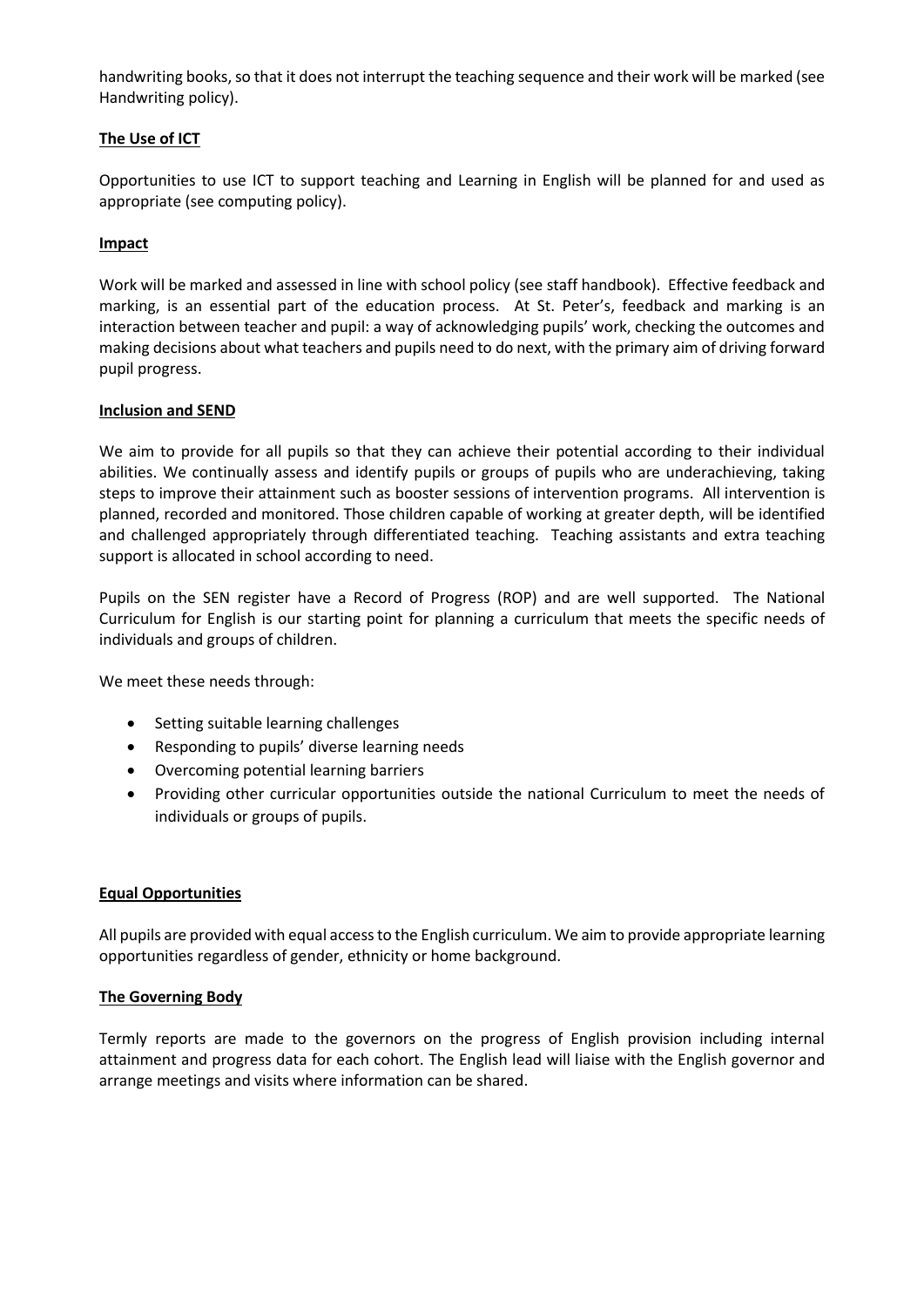handwriting books, so that it does not interrupt the teaching sequence and their work will be marked (see Handwriting policy).

**The Use of ICT**

Opportunities to use ICT to support teaching and Learning in English will be planned for and used as appropriate (see computing policy).

**Impact**

Work will be marked and assessed in line with school policy (see staff handbook). Effective feedback and marking, is an essential part of the education process. At St. Peter's, feedback and marking is an interaction between teacher and pupil: a way of acknowledging pupils' work, checking the outcomes and making decisions about what teachers and pupils need to do next, with the primary aim of driving forward pupil progress.

**Inclusion and SEND**

We aim to provide for all pupils so that they can achieve their potential according to their individual abilities. We continually assess and identify pupils or groups of pupils who are underachieving, taking steps to improve their attainment such as booster sessions of intervention programs. All intervention is planned, recorded and monitored. Those children capable of working at greater depth, will be identified and challenged appropriately through differentiated teaching. Teaching assistants and extra teaching support is allocated in school according to need.

Pupils on the SEN register have a Record of Progress (ROP) and are well supported. The National Curriculum for English is our starting point for planning a curriculum that meets the specific needs of individuals and groups of children.

We meet these needs through:

- Setting suitable learning challenges
- Responding to pupils' diverse learning needs
- Overcoming potential learning barriers
- Providing other curricular opportunities outside the national Curriculum to meet the needs of individuals or groups of pupils.

**Equal Opportunities**

All pupils are provided with equal access to the English curriculum. We aim to provide appropriate learning opportunities regardless of gender, ethnicity or home background.

**The Governing Body**

Termly reports are made to the governors on the progress of English provision including internal attainment and progress data for each cohort. The English lead will liaise with the English governor and arrange meetings and visits where information can be shared.